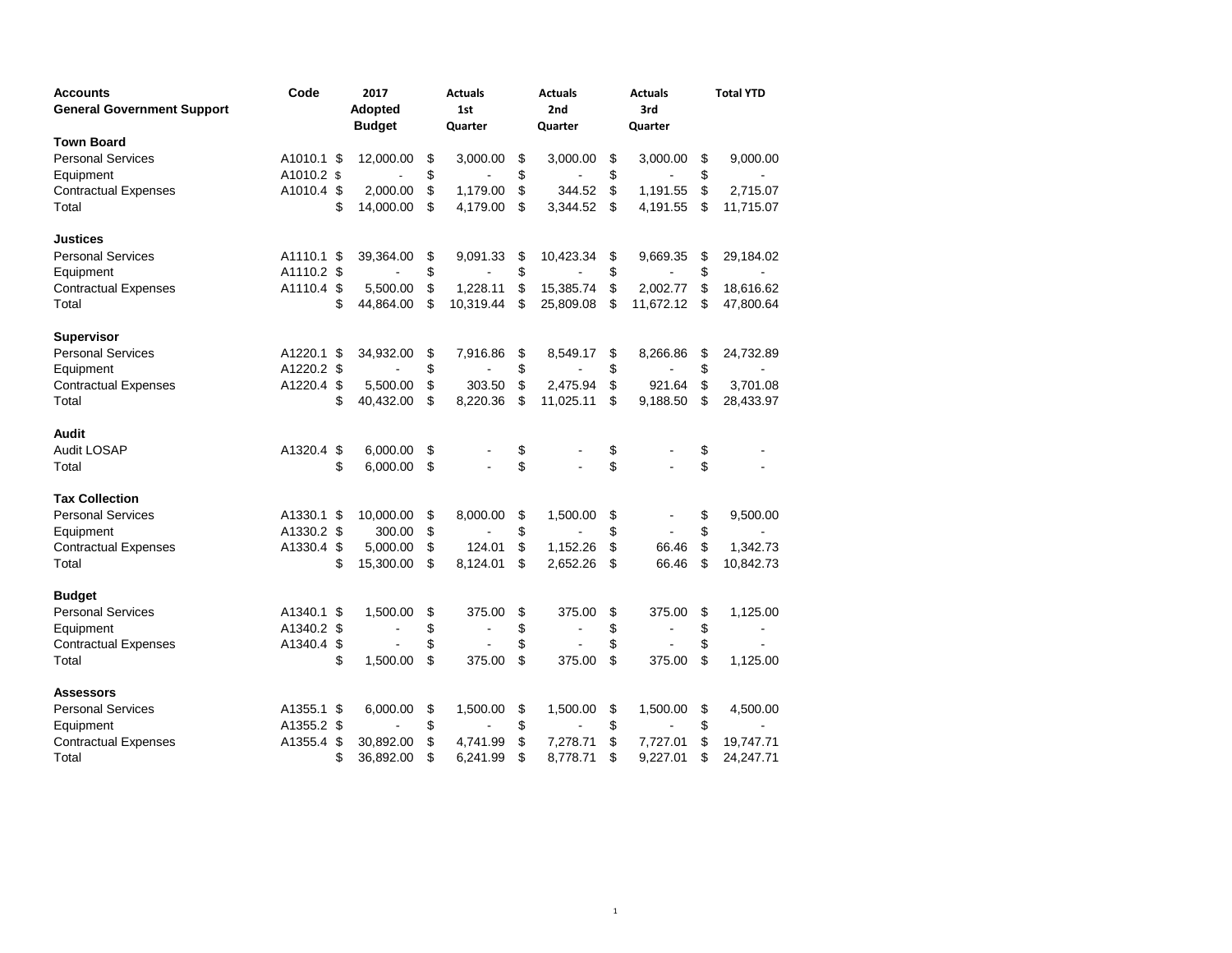| Accounts<br>General Government Support | Code | 2017 Adopted Budget | Actuals 1st Quarter | Actuals 2nd Quarter | Actuals 3rd Quarter | Total YTD |
|---|---|---|---|---|---|---|
| **Town Board** | | | | | | |
| Personal Services | A1010.1 | $ 12,000.00 | $ 3,000.00 | $ 3,000.00 | $ 3,000.00 | $ 9,000.00 |
| Equipment | A1010.2 | $ - | $ - | $ - | $ - | $ - |
| Contractual Expenses | A1010.4 | $ 2,000.00 | $ 1,179.00 | $ 344.52 | $ 1,191.55 | $ 2,715.07 |
| Total | | $ 14,000.00 | $ 4,179.00 | $ 3,344.52 | $ 4,191.55 | $ 11,715.07 |
| | | | | | | |
| **Justices** | | | | | | |
| Personal Services | A1110.1 | $ 39,364.00 | $ 9,091.33 | $ 10,423.34 | $ 9,669.35 | $ 29,184.02 |
| Equipment | A1110.2 | $ - | $ - | $ - | $ - | $ - |
| Contractual Expenses | A1110.4 | $ 5,500.00 | $ 1,228.11 | $ 15,385.74 | $ 2,002.77 | $ 18,616.62 |
| Total | | $ 44,864.00 | $ 10,319.44 | $ 25,809.08 | $ 11,672.12 | $ 47,800.64 |
| | | | | | | |
| **Supervisor** | | | | | | |
| Personal Services | A1220.1 | $ 34,932.00 | $ 7,916.86 | $ 8,549.17 | $ 8,266.86 | $ 24,732.89 |
| Equipment | A1220.2 | $ - | $ - | $ - | $ - | $ - |
| Contractual Expenses | A1220.4 | $ 5,500.00 | $ 303.50 | $ 2,475.94 | $ 921.64 | $ 3,701.08 |
| Total | | $ 40,432.00 | $ 8,220.36 | $ 11,025.11 | $ 9,188.50 | $ 28,433.97 |
| | | | | | | |
| **Audit** | | | | | | |
| Audit LOSAP | A1320.4 | $ 6,000.00 | $ - | $ - | $ - | $ - |
| Total | | $ 6,000.00 | $ - | $ - | $ - | $ - |
| | | | | | | |
| **Tax Collection** | | | | | | |
| Personal Services | A1330.1 | $ 10,000.00 | $ 8,000.00 | $ 1,500.00 | $ - | $ 9,500.00 |
| Equipment | A1330.2 | $ 300.00 | $ - | $ - | $ - | $ - |
| Contractual Expenses | A1330.4 | $ 5,000.00 | $ 124.01 | $ 1,152.26 | $ 66.46 | $ 1,342.73 |
| Total | | $ 15,300.00 | $ 8,124.01 | $ 2,652.26 | $ 66.46 | $ 10,842.73 |
| | | | | | | |
| **Budget** | | | | | | |
| Personal Services | A1340.1 | $ 1,500.00 | $ 375.00 | $ 375.00 | $ 375.00 | $ 1,125.00 |
| Equipment | A1340.2 | $ - | $ - | $ - | $ - | $ - |
| Contractual Expenses | A1340.4 | $ - | $ - | $ - | $ - | $ - |
| Total | | $ 1,500.00 | $ 375.00 | $ 375.00 | $ 375.00 | $ 1,125.00 |
| | | | | | | |
| **Assessors** | | | | | | |
| Personal Services | A1355.1 | $ 6,000.00 | $ 1,500.00 | $ 1,500.00 | $ 1,500.00 | $ 4,500.00 |
| Equipment | A1355.2 | $ - | $ - | $ - | $ - | $ - |
| Contractual Expenses | A1355.4 | $ 30,892.00 | $ 4,741.99 | $ 7,278.71 | $ 7,727.01 | $ 19,747.71 |
| Total | | $ 36,892.00 | $ 6,241.99 | $ 8,778.71 | $ 9,227.01 | $ 24,247.71 |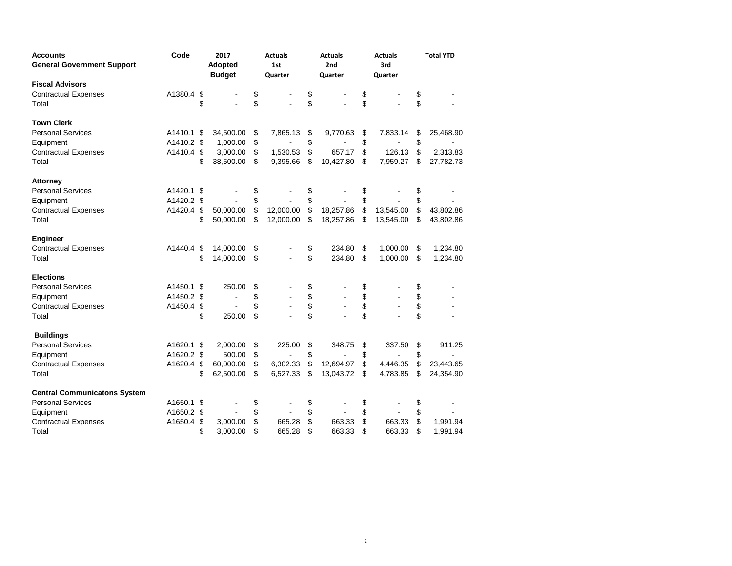| Accounts<br>General Government Support | Code | 2017<br>Adopted<br>Budget | Actuals<br>1st<br>Quarter | Actuals<br>2nd<br>Quarter | Actuals<br>3rd<br>Quarter | Total YTD |
|---|---|---|---|---|---|---|
| **Fiscal Advisors** | | | | | | |
| Contractual Expenses | A1380.4 | $ - | $ - | $ - | $ - | $ - |
| Total | | $ - | $ - | $ - | $ - | $ - |
| | | | | | | |
| **Town Clerk** | | | | | | |
| Personal Services | A1410.1 | $ 34,500.00 | $ 7,865.13 | $ 9,770.63 | $ 7,833.14 | $ 25,468.90 |
| Equipment | A1410.2 | $ 1,000.00 | $ - | $ - | $ - | $ - |
| Contractual Expenses | A1410.4 | $ 3,000.00 | $ 1,530.53 | $ 657.17 | $ 126.13 | $ 2,313.83 |
| Total | | $ 38,500.00 | $ 9,395.66 | $ 10,427.80 | $ 7,959.27 | $ 27,782.73 |
| | | | | | | |
| **Attorney** | | | | | | |
| Personal Services | A1420.1 | $ - | $ - | $ - | $ - | $ - |
| Equipment | A1420.2 | $ - | $ - | $ - | $ - | $ - |
| Contractual Expenses | A1420.4 | $ 50,000.00 | $ 12,000.00 | $ 18,257.86 | $ 13,545.00 | $ 43,802.86 |
| Total | | $ 50,000.00 | $ 12,000.00 | $ 18,257.86 | $ 13,545.00 | $ 43,802.86 |
| | | | | | | |
| **Engineer** | | | | | | |
| Contractual Expenses | A1440.4 | $ 14,000.00 | $ - | $ 234.80 | $ 1,000.00 | $ 1,234.80 |
| Total | | $ 14,000.00 | $ - | $ 234.80 | $ 1,000.00 | $ 1,234.80 |
| | | | | | | |
| **Elections** | | | | | | |
| Personal Services | A1450.1 | $ 250.00 | $ - | $ - | $ - | $ - |
| Equipment | A1450.2 | $ - | $ - | $ - | $ - | $ - |
| Contractual Expenses | A1450.4 | $ - | $ - | $ - | $ - | $ - |
| Total | | $ 250.00 | $ - | $ - | $ - | $ - |
| | | | | | | |
| **Buildings** | | | | | | |
| Personal Services | A1620.1 | $ 2,000.00 | $ 225.00 | $ 348.75 | $ 337.50 | $ 911.25 |
| Equipment | A1620.2 | $ 500.00 | $ - | $ - | $ - | $ - |
| Contractual Expenses | A1620.4 | $ 60,000.00 | $ 6,302.33 | $ 12,694.97 | $ 4,446.35 | $ 23,443.65 |
| Total | | $ 62,500.00 | $ 6,527.33 | $ 13,043.72 | $ 4,783.85 | $ 24,354.90 |
| | | | | | | |
| **Central Communicatons System** | | | | | | |
| Personal Services | A1650.1 | $ - | $ - | $ - | $ - | $ - |
| Equipment | A1650.2 | $ - | $ - | $ - | $ - | $ - |
| Contractual Expenses | A1650.4 | $ 3,000.00 | $ 665.28 | $ 663.33 | $ 663.33 | $ 1,991.94 |
| Total | | $ 3,000.00 | $ 665.28 | $ 663.33 | $ 663.33 | $ 1,991.94 |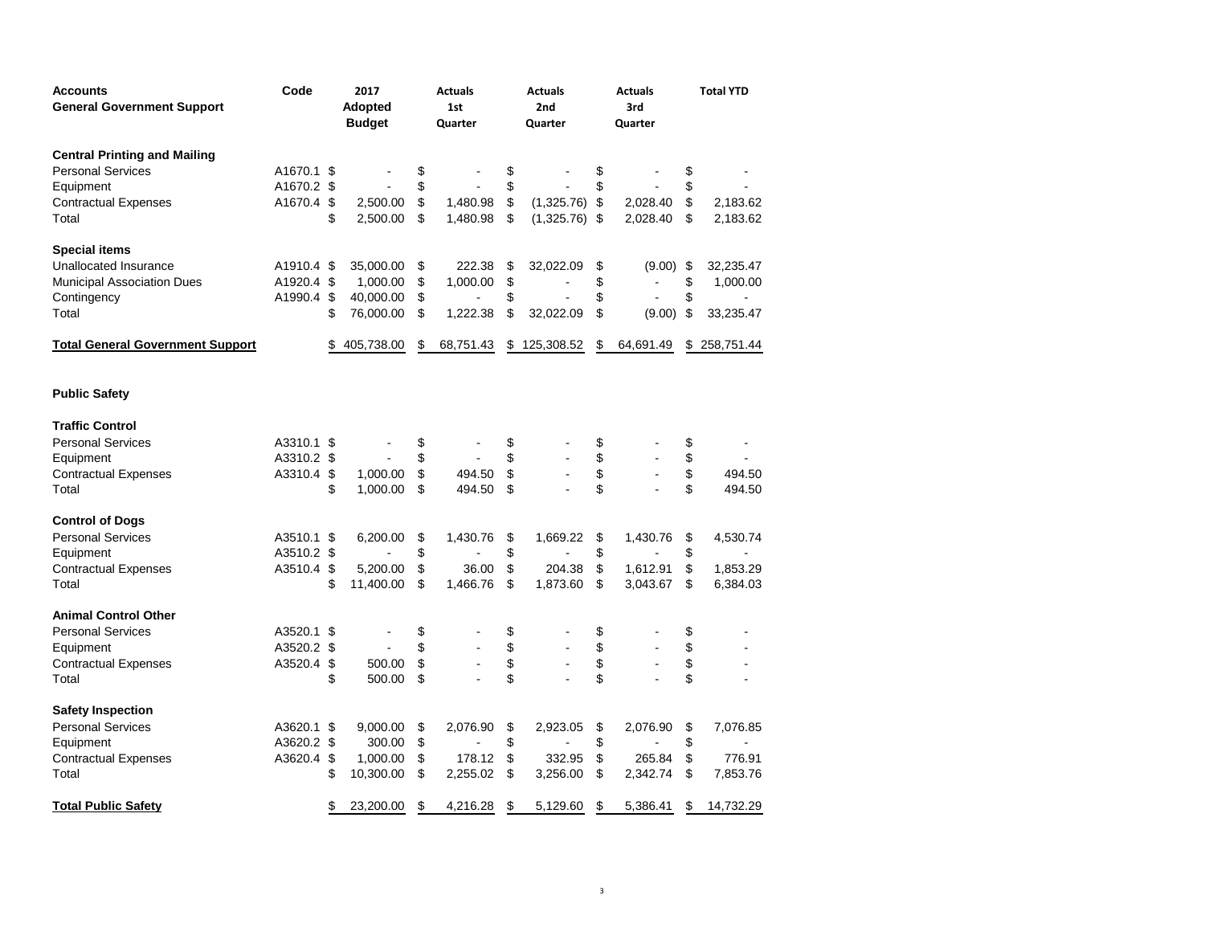| Accounts<br>**General Government Support** | Code | 2017 Adopted Budget | Actuals 1st Quarter | Actuals 2nd Quarter | Actuals 3rd Quarter | Total YTD |
|---|---|---|---|---|---|---|
| **Central Printing and Mailing** | | | | | | |
| Personal Services | A1670.1 | $ - | $ - | $ - | $ - | $ - |
| Equipment | A1670.2 | $ - | $ - | $ - | $ - | $ - |
| Contractual Expenses | A1670.4 | $ 2,500.00 | $ 1,480.98 | $ (1,325.76) | $ 2,028.40 | $ 2,183.62 |
| Total | | $ 2,500.00 | $ 1,480.98 | $ (1,325.76) | $ 2,028.40 | $ 2,183.62 |
| **Special items** | | | | | | |
| Unallocated Insurance | A1910.4 | $ 35,000.00 | $ 222.38 | $ 32,022.09 | $ (9.00) | $ 32,235.47 |
| Municipal Association Dues | A1920.4 | $ 1,000.00 | $ 1,000.00 | $ - | $ - | $ 1,000.00 |
| Contingency | A1990.4 | $ 40,000.00 | $ - | $ - | $ - | $ - |
| Total | | $ 76,000.00 | $ 1,222.38 | $ 32,022.09 | $ (9.00) | $ 33,235.47 |
| **Total General Government Support** | | $ 405,738.00 | $ 68,751.43 | $ 125,308.52 | $ 64,691.49 | $ 258,751.44 |
| **Public Safety** | | | | | | |
| **Traffic Control** | | | | | | |
| Personal Services | A3310.1 | $ - | $ - | $ - | $ - | $ - |
| Equipment | A3310.2 | $ - | $ - | $ - | $ - | $ - |
| Contractual Expenses | A3310.4 | $ 1,000.00 | $ 494.50 | $ - | $ - | $ 494.50 |
| Total | | $ 1,000.00 | $ 494.50 | $ - | $ - | $ 494.50 |
| **Control of Dogs** | | | | | | |
| Personal Services | A3510.1 | $ 6,200.00 | $ 1,430.76 | $ 1,669.22 | $ 1,430.76 | $ 4,530.74 |
| Equipment | A3510.2 | $ - | $ - | $ - | $ - | $ - |
| Contractual Expenses | A3510.4 | $ 5,200.00 | $ 36.00 | $ 204.38 | $ 1,612.91 | $ 1,853.29 |
| Total | | $ 11,400.00 | $ 1,466.76 | $ 1,873.60 | $ 3,043.67 | $ 6,384.03 |
| **Animal Control Other** | | | | | | |
| Personal Services | A3520.1 | $ - | $ - | $ - | $ - | $ - |
| Equipment | A3520.2 | $ - | $ - | $ - | $ - | $ - |
| Contractual Expenses | A3520.4 | $ 500.00 | $ - | $ - | $ - | $ - |
| Total | | $ 500.00 | $ - | $ - | $ - | $ - |
| **Safety Inspection** | | | | | | |
| Personal Services | A3620.1 | $ 9,000.00 | $ 2,076.90 | $ 2,923.05 | $ 2,076.90 | $ 7,076.85 |
| Equipment | A3620.2 | $ 300.00 | $ - | $ - | $ - | $ - |
| Contractual Expenses | A3620.4 | $ 1,000.00 | $ 178.12 | $ 332.95 | $ 265.84 | $ 776.91 |
| Total | | $ 10,300.00 | $ 2,255.02 | $ 3,256.00 | $ 2,342.74 | $ 7,853.76 |
| **Total Public Safety** | | $ 23,200.00 | $ 4,216.28 | $ 5,129.60 | $ 5,386.41 | $ 14,732.29 |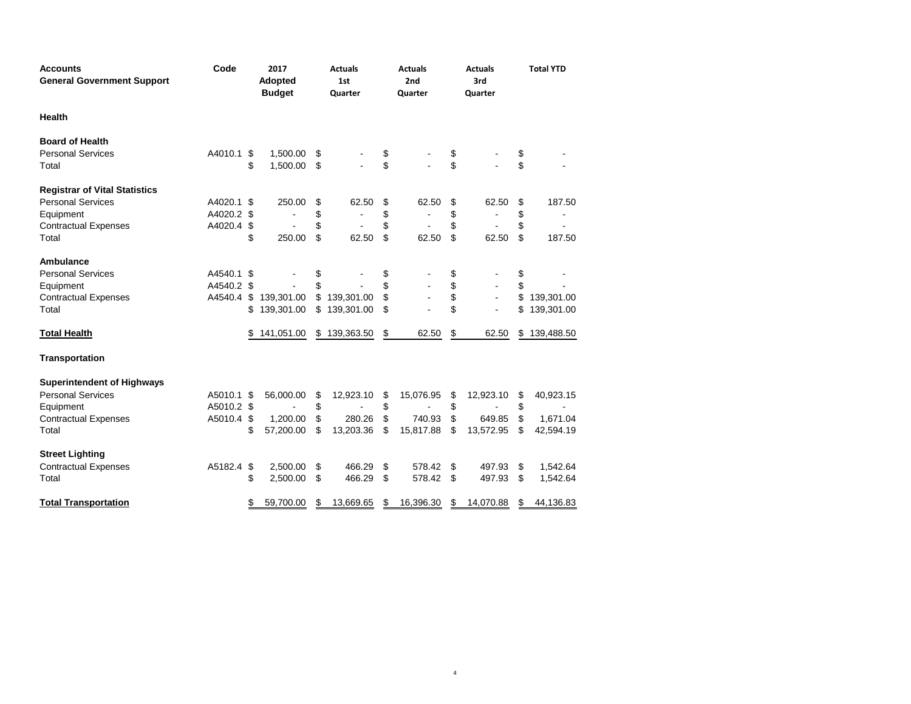| Accounts<br>General Government Support | Code | 2017 Adopted Budget | Actuals 1st Quarter | Actuals 2nd Quarter | Actuals 3rd Quarter | Total YTD |
|---|---|---|---|---|---|---|
| **Health** | | | | | | |
| **Board of Health** | | | | | | |
| Personal Services | A4010.1 | $ 1,500.00 | $ - | $ - | $ - | $ - |
| Total | | $ 1,500.00 | $ - | $ - | $ - | $ - |
| **Registrar of Vital Statistics** | | | | | | |
| Personal Services | A4020.1 | $ 250.00 | $ 62.50 | $ 62.50 | $ 62.50 | $ 187.50 |
| Equipment | A4020.2 | $ - | $ - | $ - | $ - | $ - |
| Contractual Expenses | A4020.4 | $ - | $ - | $ - | $ - | $ - |
| Total | | $ 250.00 | $ 62.50 | $ 62.50 | $ 62.50 | $ 187.50 |
| **Ambulance** | | | | | | |
| Personal Services | A4540.1 | $ - | $ - | $ - | $ - | $ - |
| Equipment | A4540.2 | $ - | $ - | $ - | $ - | $ - |
| Contractual Expenses | A4540.4 | $ 139,301.00 | $ 139,301.00 | $ - | $ - | $ 139,301.00 |
| Total | | $ 139,301.00 | $ 139,301.00 | $ - | $ - | $ 139,301.00 |
| **Total Health** | | $ 141,051.00 | $ 139,363.50 | $ 62.50 | $ 62.50 | $ 139,488.50 |
| **Transportation** | | | | | | |
| **Superintendent of Highways** | | | | | | |
| Personal Services | A5010.1 | $ 56,000.00 | $ 12,923.10 | $ 15,076.95 | $ 12,923.10 | $ 40,923.15 |
| Equipment | A5010.2 | $ - | $ - | $ - | $ - | $ - |
| Contractual Expenses | A5010.4 | $ 1,200.00 | $ 280.26 | $ 740.93 | $ 649.85 | $ 1,671.04 |
| Total | | $ 57,200.00 | $ 13,203.36 | $ 15,817.88 | $ 13,572.95 | $ 42,594.19 |
| **Street Lighting** | | | | | | |
| Contractual Expenses | A5182.4 | $ 2,500.00 | $ 466.29 | $ 578.42 | $ 497.93 | $ 1,542.64 |
| Total | | $ 2,500.00 | $ 466.29 | $ 578.42 | $ 497.93 | $ 1,542.64 |
| **Total Transportation** | | $ 59,700.00 | $ 13,669.65 | $ 16,396.30 | $ 14,070.88 | $ 44,136.83 |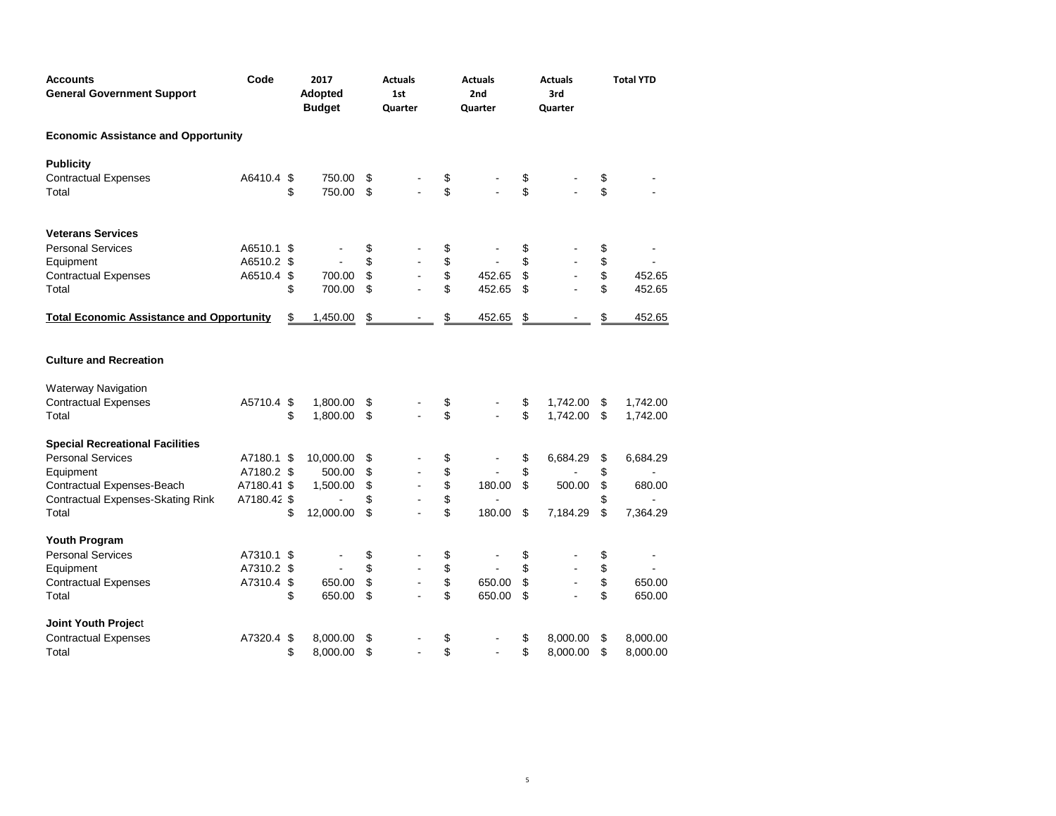| Accounts<br>General Government Support | Code | 2017 Adopted Budget | Actuals 1st Quarter | Actuals 2nd Quarter | Actuals 3rd Quarter | Total YTD |
|---|---|---|---|---|---|---|
| **Economic Assistance and Opportunity** | | | | | | |
| **Publicity** | | | | | | |
| Contractual Expenses | A6410.4 | $ 750.00 | $ - | $ - | $ - | $ - |
| Total | | $ 750.00 | $ - | $ - | $ - | $ - |
| **Veterans Services** | | | | | | |
| Personal Services | A6510.1 | $ - | $ - | $ - | $ - | $ - |
| Equipment | A6510.2 | $ - | $ - | $ - | $ - | $ - |
| Contractual Expenses | A6510.4 | $ 700.00 | $ - | $ 452.65 | $ - | $ 452.65 |
| Total | | $ 700.00 | $ - | $ 452.65 | $ - | $ 452.65 |
| **Total Economic Assistance and Opportunity** | | $ 1,450.00 | $ - | $ 452.65 | $ - | $ 452.65 |
| **Culture and Recreation** | | | | | | |
| Waterway Navigation | | | | | | |
| Contractual Expenses | A5710.4 | $ 1,800.00 | $ - | $ - | $ 1,742.00 | $ 1,742.00 |
| Total | | $ 1,800.00 | $ - | $ - | $ 1,742.00 | $ 1,742.00 |
| **Special Recreational Facilities** | | | | | | |
| Personal Services | A7180.1 | $ 10,000.00 | $ - | $ - | $ 6,684.29 | $ 6,684.29 |
| Equipment | A7180.2 | $ 500.00 | $ - | $ - | $ - | $ - |
| Contractual Expenses-Beach | A7180.41 | $ 1,500.00 | $ - | $ 180.00 | $ 500.00 | $ 680.00 |
| Contractual Expenses-Skating Rink | A7180.42 | $ - | $ - | $ - | | $ - |
| Total | | $ 12,000.00 | $ - | $ 180.00 | $ 7,184.29 | $ 7,364.29 |
| **Youth Program** | | | | | | |
| Personal Services | A7310.1 | $ - | $ - | $ - | $ - | $ - |
| Equipment | A7310.2 | $ - | $ - | $ - | $ - | $ - |
| Contractual Expenses | A7310.4 | $ 650.00 | $ - | $ 650.00 | $ - | $ 650.00 |
| Total | | $ 650.00 | $ - | $ 650.00 | $ - | $ 650.00 |
| **Joint Youth Project** | | | | | | |
| Contractual Expenses | A7320.4 | $ 8,000.00 | $ - | $ - | $ 8,000.00 | $ 8,000.00 |
| Total | | $ 8,000.00 | $ - | $ - | $ 8,000.00 | $ 8,000.00 |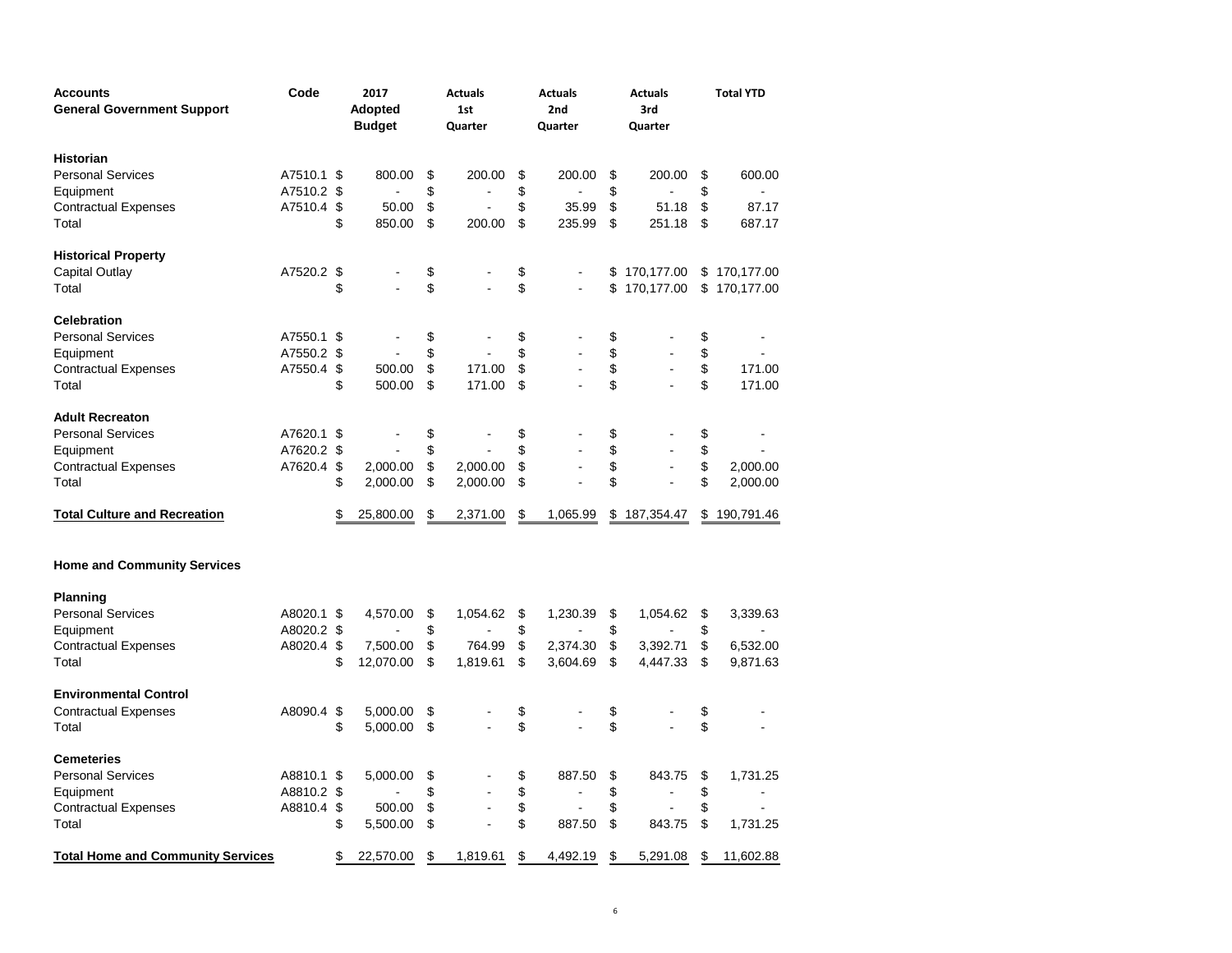| Accounts<br>General Government Support | Code | 2017 Adopted Budget | Actuals 1st Quarter | Actuals 2nd Quarter | Actuals 3rd Quarter | Total YTD |
|---|---|---|---|---|---|---|
| **Historian** | | | | | | |
| Personal Services | A7510.1 | $ 800.00 | $ 200.00 | $ 200.00 | $ 200.00 | $ 600.00 |
| Equipment | A7510.2 | $ - | $ - | $ - | $ - | $ - |
| Contractual Expenses | A7510.4 | $ 50.00 | $ - | $ 35.99 | $ 51.18 | $ 87.17 |
| Total | | $ 850.00 | $ 200.00 | $ 235.99 | $ 251.18 | $ 687.17 |
| **Historical Property** | | | | | | |
| Capital Outlay | A7520.2 | $ - | $ - | $ - | $ 170,177.00 | $ 170,177.00 |
| Total | | $ - | $ - | $ - | $ 170,177.00 | $ 170,177.00 |
| **Celebration** | | | | | | |
| Personal Services | A7550.1 | $ - | $ - | $ - | $ - | $ - |
| Equipment | A7550.2 | $ - | $ - | $ - | $ - | $ - |
| Contractual Expenses | A7550.4 | $ 500.00 | $ 171.00 | $ - | $ - | $ 171.00 |
| Total | | $ 500.00 | $ 171.00 | $ - | $ - | $ 171.00 |
| **Adult Recreaton** | | | | | | |
| Personal Services | A7620.1 | $ - | $ - | $ - | $ - | $ - |
| Equipment | A7620.2 | $ - | $ - | $ - | $ - | $ - |
| Contractual Expenses | A7620.4 | $ 2,000.00 | $ 2,000.00 | $ - | $ - | $ 2,000.00 |
| Total | | $ 2,000.00 | $ 2,000.00 | $ - | $ - | $ 2,000.00 |
| **Total Culture and Recreation** | | $ 25,800.00 | $ 2,371.00 | $ 1,065.99 | $ 187,354.47 | $ 190,791.46 |
| | | | | | | |
| **Home and Community Services** | | | | | | |
| **Planning** | | | | | | |
| Personal Services | A8020.1 | $ 4,570.00 | $ 1,054.62 | $ 1,230.39 | $ 1,054.62 | $ 3,339.63 |
| Equipment | A8020.2 | $ - | $ - | $ - | $ - | $ - |
| Contractual Expenses | A8020.4 | $ 7,500.00 | $ 764.99 | $ 2,374.30 | $ 3,392.71 | $ 6,532.00 |
| Total | | $ 12,070.00 | $ 1,819.61 | $ 3,604.69 | $ 4,447.33 | $ 9,871.63 |
| **Environmental Control** | | | | | | |
| Contractual Expenses | A8090.4 | $ 5,000.00 | $ - | $ - | $ - | $ - |
| Total | | $ 5,000.00 | $ - | $ - | $ - | $ - |
| **Cemeteries** | | | | | | |
| Personal Services | A8810.1 | $ 5,000.00 | $ - | $ 887.50 | $ 843.75 | $ 1,731.25 |
| Equipment | A8810.2 | $ - | $ - | $ - | $ - | $ - |
| Contractual Expenses | A8810.4 | $ 500.00 | $ - | $ - | $ - | $ - |
| Total | | $ 5,500.00 | $ - | $ 887.50 | $ 843.75 | $ 1,731.25 |
| **Total Home and Community Services** | | $ 22,570.00 | $ 1,819.61 | $ 4,492.19 | $ 5,291.08 | $ 11,602.88 |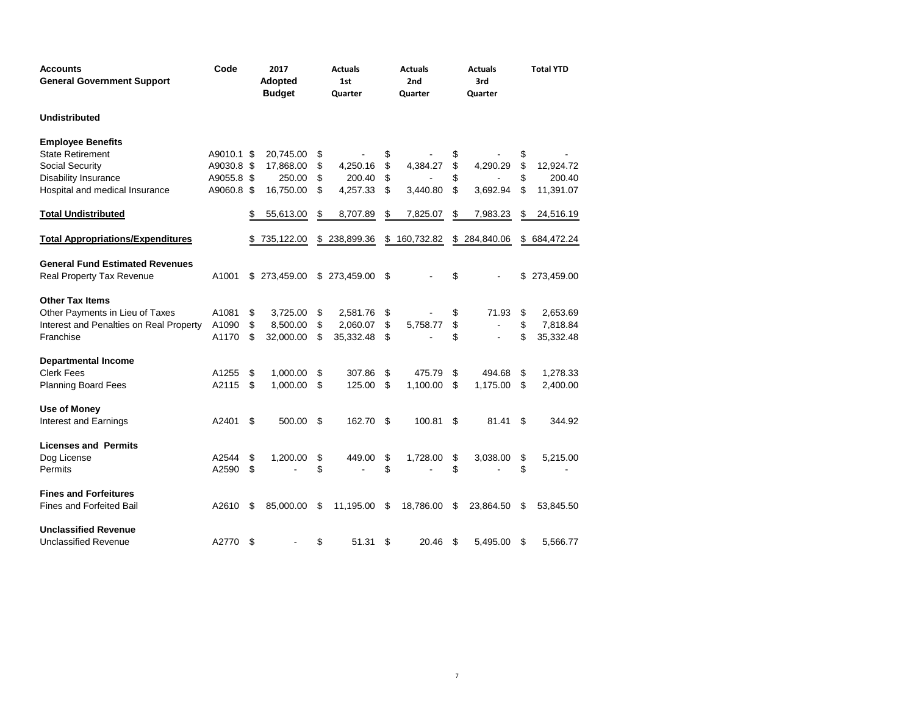| Accounts<br>General Government Support | Code | 2017 Adopted Budget | Actuals 1st Quarter | Actuals 2nd Quarter | Actuals 3rd Quarter | Total YTD |
|---|---|---|---|---|---|---|
| **Undistributed** | | | | | | |
| **Employee Benefits** | | | | | | |
| State Retirement | A9010.1 | $ 20,745.00 | $ - | $ - | $ - | $ - |
| Social Security | A9030.8 | $ 17,868.00 | $ 4,250.16 | $ 4,384.27 | $ 4,290.29 | $ 12,924.72 |
| Disability Insurance | A9055.8 | $ 250.00 | $ 200.40 | $ - | $ - | $ 200.40 |
| Hospital and medical Insurance | A9060.8 | $ 16,750.00 | $ 4,257.33 | $ 3,440.80 | $ 3,692.94 | $ 11,391.07 |
| **Total Undistributed** | | $ 55,613.00 | $ 8,707.89 | $ 7,825.07 | $ 7,983.23 | $ 24,516.19 |
| **Total Appropriations/Expenditures** | | $ 735,122.00 | $ 238,899.36 | $ 160,732.82 | $ 284,840.06 | $ 684,472.24 |
| **General Fund Estimated Revenues** | | | | | | |
| Real Property Tax Revenue | A1001 | $ 273,459.00 | $ 273,459.00 | $ - | $ - | $ 273,459.00 |
| **Other Tax Items** | | | | | | |
| Other Payments in Lieu of Taxes | A1081 | $ 3,725.00 | $ 2,581.76 | $ - | $ 71.93 | $ 2,653.69 |
| Interest and Penalties on Real Property | A1090 | $ 8,500.00 | $ 2,060.07 | $ 5,758.77 | $ - | $ 7,818.84 |
| Franchise | A1170 | $ 32,000.00 | $ 35,332.48 | $ - | $ - | $ 35,332.48 |
| **Departmental Income** | | | | | | |
| Clerk Fees | A1255 | $ 1,000.00 | $ 307.86 | $ 475.79 | $ 494.68 | $ 1,278.33 |
| Planning Board Fees | A2115 | $ 1,000.00 | $ 125.00 | $ 1,100.00 | $ 1,175.00 | $ 2,400.00 |
| **Use of Money** | | | | | | |
| Interest and Earnings | A2401 | $ 500.00 | $ 162.70 | $ 100.81 | $ 81.41 | $ 344.92 |
| **Licenses and Permits** | | | | | | |
| Dog License | A2544 | $ 1,200.00 | $ 449.00 | $ 1,728.00 | $ 3,038.00 | $ 5,215.00 |
| Permits | A2590 | $ - | $ - | $ - | $ - | $ - |
| **Fines and Forfeitures** | | | | | | |
| Fines and Forfeited Bail | A2610 | $ 85,000.00 | $ 11,195.00 | $ 18,786.00 | $ 23,864.50 | $ 53,845.50 |
| **Unclassified Revenue** | | | | | | |
| Unclassified Revenue | A2770 | $ - | $ 51.31 | $ 20.46 | $ 5,495.00 | $ 5,566.77 |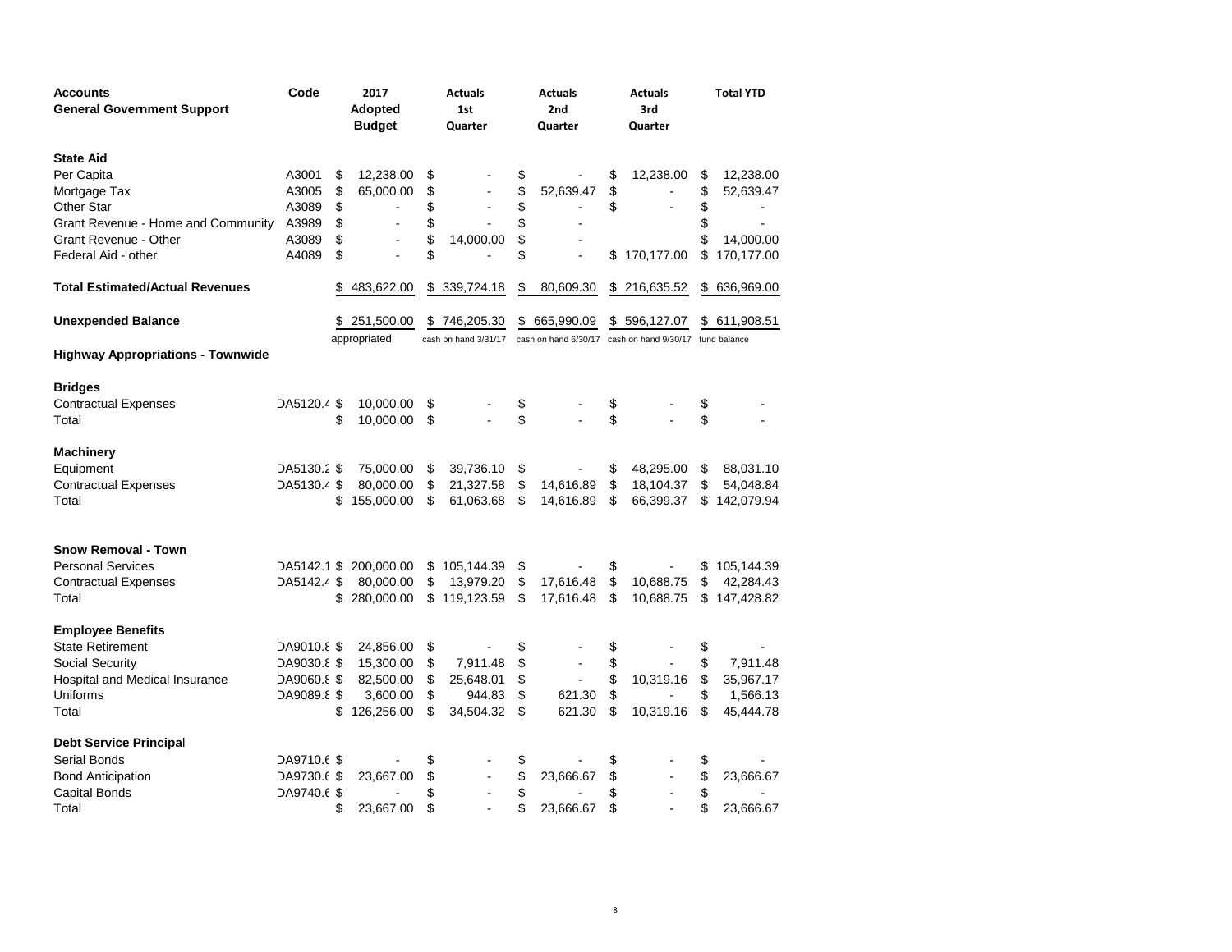| Accounts<br>General Government Support | Code | 2017 Adopted Budget | Actuals 1st Quarter | Actuals 2nd Quarter | Actuals 3rd Quarter | Total YTD |
|---|---|---|---|---|---|---|
| **State Aid** | | | | | | |
| Per Capita | A3001 | $ 12,238.00 | $ - | $ - | $ 12,238.00 | $ 12,238.00 |
| Mortgage Tax | A3005 | $ 65,000.00 | $ - | $ 52,639.47 | $ - | $ 52,639.47 |
| Other Star | A3089 | $ - | $ - | $ - | $ - | $ - |
| Grant Revenue - Home and Community | A3989 | $ - | $ - | $ - | | $ - |
| Grant Revenue - Other | A3089 | $ - | $ 14,000.00 | $ - | | $ 14,000.00 |
| Federal Aid - other | A4089 | $ - | $ - | $ - | $ 170,177.00 | $ 170,177.00 |
| **Total Estimated/Actual Revenues** | | $ 483,622.00 | $ 339,724.18 | $ 80,609.30 | $ 216,635.52 | $ 636,969.00 |
| **Unexpended Balance** | | $ 251,500.00<br>appropriated | $ 746,205.30<br>cash on hand 3/31/17 | $ 665,990.09<br>cash on hand 6/30/17 | $ 596,127.07<br>cash on hand 9/30/17 | $ 611,908.51<br>fund balance |
| **Highway Appropriations - Townwide** | | | | | | |
| **Bridges** | | | | | | |
| Contractual Expenses | DA5120.4 | $ 10,000.00 | $ - | $ - | $ - | $ - |
| Total | | $ 10,000.00 | $ - | $ - | $ - | $ - |
| **Machinery** | | | | | | |
| Equipment | DA5130.2 | $ 75,000.00 | $ 39,736.10 | $ - | $ 48,295.00 | $ 88,031.10 |
| Contractual Expenses | DA5130.4 | $ 80,000.00 | $ 21,327.58 | $ 14,616.89 | $ 18,104.37 | $ 54,048.84 |
| Total | | $ 155,000.00 | $ 61,063.68 | $ 14,616.89 | $ 66,399.37 | $ 142,079.94 |
| **Snow Removal - Town** | | | | | | |
| Personal Services | DA5142.1 | $ 200,000.00 | $ 105,144.39 | $ - | $ - | $ 105,144.39 |
| Contractual Expenses | DA5142.4 | $ 80,000.00 | $ 13,979.20 | $ 17,616.48 | $ 10,688.75 | $ 42,284.43 |
| Total | | $ 280,000.00 | $ 119,123.59 | $ 17,616.48 | $ 10,688.75 | $ 147,428.82 |
| **Employee Benefits** | | | | | | |
| State Retirement | DA9010.8 | $ 24,856.00 | $ - | $ - | $ - | $ - |
| Social Security | DA9030.8 | $ 15,300.00 | $ 7,911.48 | $ - | $ - | $ 7,911.48 |
| Hospital and Medical Insurance | DA9060.8 | $ 82,500.00 | $ 25,648.01 | $ - | $ 10,319.16 | $ 35,967.17 |
| Uniforms | DA9089.8 | $ 3,600.00 | $ 944.83 | $ 621.30 | $ - | $ 1,566.13 |
| Total | | $ 126,256.00 | $ 34,504.32 | $ 621.30 | $ 10,319.16 | $ 45,444.78 |
| **Debt Service Principal** | | | | | | |
| Serial Bonds | DA9710.6 | $ - | $ - | $ - | $ - | $ - |
| Bond Anticipation | DA9730.6 | $ 23,667.00 | $ - | $ 23,666.67 | $ - | $ 23,666.67 |
| Capital Bonds | DA9740.6 | $ - | $ - | $ - | $ - | $ - |
| Total | | $ 23,667.00 | $ - | $ 23,666.67 | $ - | $ 23,666.67 |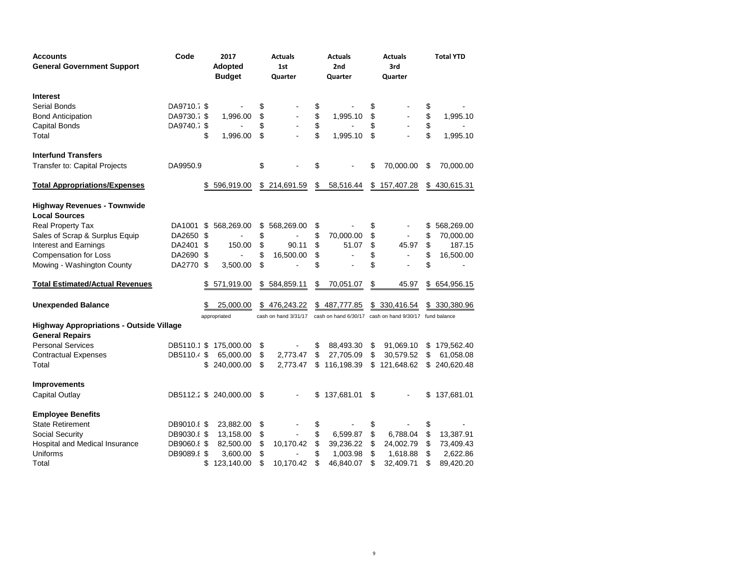| **Accounts** **General Government Support** | **Code** | **2017 Adopted Budget** | **Actuals 1st Quarter** | **Actuals 2nd Quarter** | **Actuals 3rd Quarter** | **Total YTD** |
|---|---|---|---|---|---|---|
| **Interest** | | | | | | |
| Serial Bonds | DA9710.7 | $ - | $ - | $ - | $ - | $ - |
| Bond Anticipation | DA9730.7 | $ 1,996.00 | $ - | $ 1,995.10 | $ - | $ 1,995.10 |
| Capital Bonds | DA9740.7 | $ - | $ - | $ - | $ - | $ - |
| Total | | $ 1,996.00 | $ - | $ 1,995.10 | $ - | $ 1,995.10 |
| **Interfund Transfers** | | | | | | |
| Transfer to: Capital Projects | DA9950.9 | | $ - | $ - | $ 70,000.00 | $ 70,000.00 |
| **Total Appropriations/Expenses** | | $ 596,919.00 | $ 214,691.59 | $ 58,516.44 | $ 157,407.28 | $ 430,615.31 |
| **Highway Revenues - Townwide** | | | | | | |
| **Local Sources** | | | | | | |
| Real Property Tax | DA1001 | $ 568,269.00 | $ 568,269.00 | $ - | $ - | $ 568,269.00 |
| Sales of Scrap & Surplus Equip | DA2650 | $ - | $ - | $ 70,000.00 | $ - | $ 70,000.00 |
| Interest and Earnings | DA2401 | $ 150.00 | $ 90.11 | $ 51.07 | $ 45.97 | $ 187.15 |
| Compensation for Loss | DA2690 | $ - | $ 16,500.00 | $ - | $ - | $ 16,500.00 |
| Mowing - Washington County | DA2770 | $ 3,500.00 | $ - | $ - | $ - | $ - |
| **Total Estimated/Actual Revenues** | | $ 571,919.00 | $ 584,859.11 | $ 70,051.07 | $ 45.97 | $ 654,956.15 |
| **Unexpended Balance** | | $ 25,000.00 | $ 476,243.22 | $ 487,777.85 | $ 330,416.54 | $ 330,380.96 |
| | | appropriated | cash on hand 3/31/17 | cash on hand 6/30/17 | cash on hand 9/30/17 | fund balance |
| **Highway Appropriations - Outside Village** | | | | | | |
| **General Repairs** | | | | | | |
| Personal Services | DB5110.1 | $ 175,000.00 | $ - | $ 88,493.30 | $ 91,069.10 | $ 179,562.40 |
| Contractual Expenses | DB5110.4 | $ 65,000.00 | $ 2,773.47 | $ 27,705.09 | $ 30,579.52 | $ 61,058.08 |
| Total | | $ 240,000.00 | $ 2,773.47 | $ 116,198.39 | $ 121,648.62 | $ 240,620.48 |
| **Improvements** | | | | | | |
| Capital Outlay | DB5112.2 | $ 240,000.00 | $ - | $ 137,681.01 | $ - | $ 137,681.01 |
| **Employee Benefits** | | | | | | |
| State Retirement | DB9010.8 | $ 23,882.00 | $ - | $ - | $ - | $ - |
| Social Security | DB9030.8 | $ 13,158.00 | $ - | $ 6,599.87 | $ 6,788.04 | $ 13,387.91 |
| Hospital and Medical Insurance | DB9060.8 | $ 82,500.00 | $ 10,170.42 | $ 39,236.22 | $ 24,002.79 | $ 73,409.43 |
| Uniforms | DB9089.8 | $ 3,600.00 | $ - | $ 1,003.98 | $ 1,618.88 | $ 2,622.86 |
| Total | | $ 123,140.00 | $ 10,170.42 | $ 46,840.07 | $ 32,409.71 | $ 89,420.20 |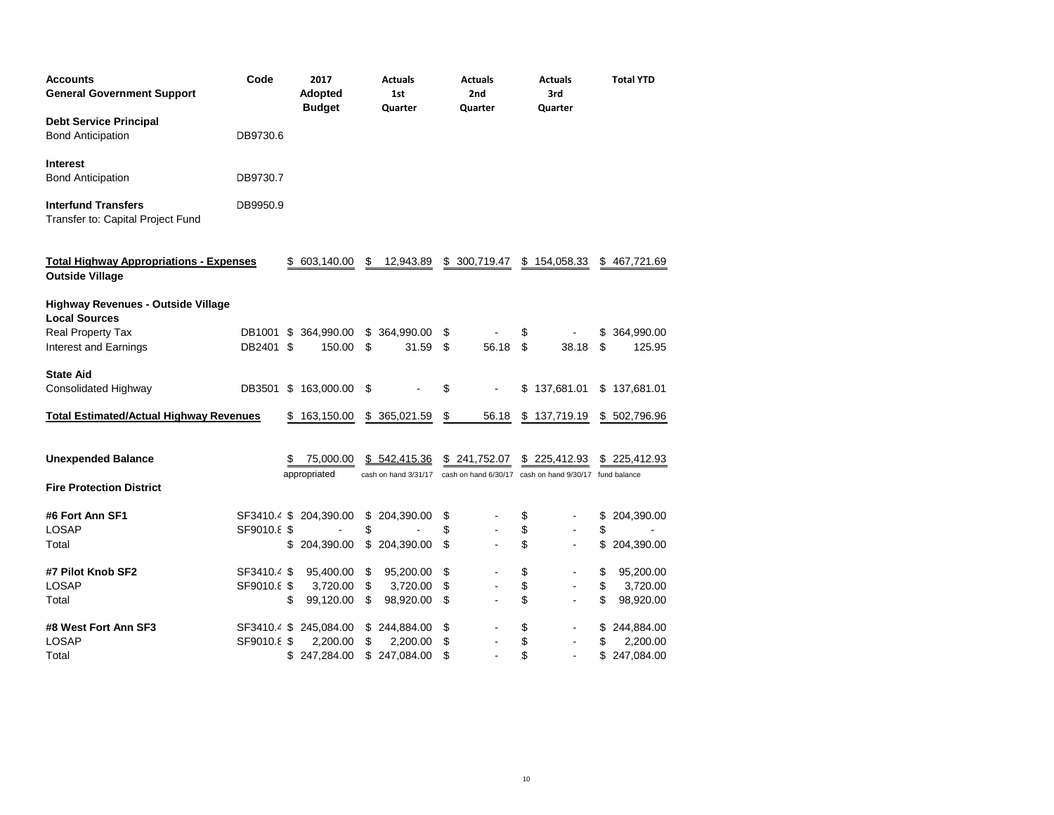| Accounts<br>General Government Support | Code | 2017 Adopted Budget | Actuals 1st Quarter | Actuals 2nd Quarter | Actuals 3rd Quarter | Total YTD |
|---|---|---|---|---|---|---|
| **Debt Service Principal** | | | | | | |
| Bond Anticipation | DB9730.6 | | | | | |
| | | | | | | |
| **Interest** | | | | | | |
| Bond Anticipation | DB9730.7 | | | | | |
| | | | | | | |
| **Interfund Transfers** | DB9950.9 | | | | | |
| Transfer to: Capital Project Fund | | | | | | |
| | | | | | | |
| **Total Highway Appropriations - Expenses** | | $ 603,140.00 | $ 12,943.89 | $ 300,719.47 | $ 154,058.33 | $ 467,721.69 |
| **Outside Village** | | | | | | |
| | | | | | | |
| **Highway Revenues - Outside Village** | | | | | | |
| **Local Sources** | | | | | | |
| Real Property Tax | DB1001 | $ 364,990.00 | $ 364,990.00 | $ - | $ - | $ 364,990.00 |
| Interest and Earnings | DB2401 | $ 150.00 | $ 31.59 | $ 56.18 | $ 38.18 | $ 125.95 |
| | | | | | | |
| **State Aid** | | | | | | |
| Consolidated Highway | DB3501 | $ 163,000.00 | $ - | $ - | $ 137,681.01 | $ 137,681.01 |
| | | | | | | |
| **Total Estimated/Actual Highway Revenues** | | $ 163,150.00 | $ 365,021.59 | $ 56.18 | $ 137,719.19 | $ 502,796.96 |
| | | | | | | |
| **Unexpended Balance** | | $ 75,000.00 | $ 542,415.36 | $ 241,752.07 | $ 225,412.93 | $ 225,412.93 |
| | | appropriated | cash on hand 3/31/17 | cash on hand 6/30/17 | cash on hand 9/30/17 | fund balance |
| **Fire Protection District** | | | | | | |
| | | | | | | |
| **#6 Fort Ann SF1** | SF3410.4 | $ 204,390.00 | $ 204,390.00 | $ - | $ - | $ 204,390.00 |
| LOSAP | SF9010.8 | $ - | $ - | $ - | $ - | $ - |
| Total | | $ 204,390.00 | $ 204,390.00 | $ - | $ - | $ 204,390.00 |
| | | | | | | |
| **#7 Pilot Knob SF2** | SF3410.4 | $ 95,400.00 | $ 95,200.00 | $ - | $ - | $ 95,200.00 |
| LOSAP | SF9010.8 | $ 3,720.00 | $ 3,720.00 | $ - | $ - | $ 3,720.00 |
| Total | | $ 99,120.00 | $ 98,920.00 | $ - | $ - | $ 98,920.00 |
| | | | | | | |
| **#8 West Fort Ann SF3** | SF3410.4 | $ 245,084.00 | $ 244,884.00 | $ - | $ - | $ 244,884.00 |
| LOSAP | SF9010.8 | $ 2,200.00 | $ 2,200.00 | $ - | $ - | $ 2,200.00 |
| Total | | $ 247,284.00 | $ 247,084.00 | $ - | $ - | $ 247,084.00 |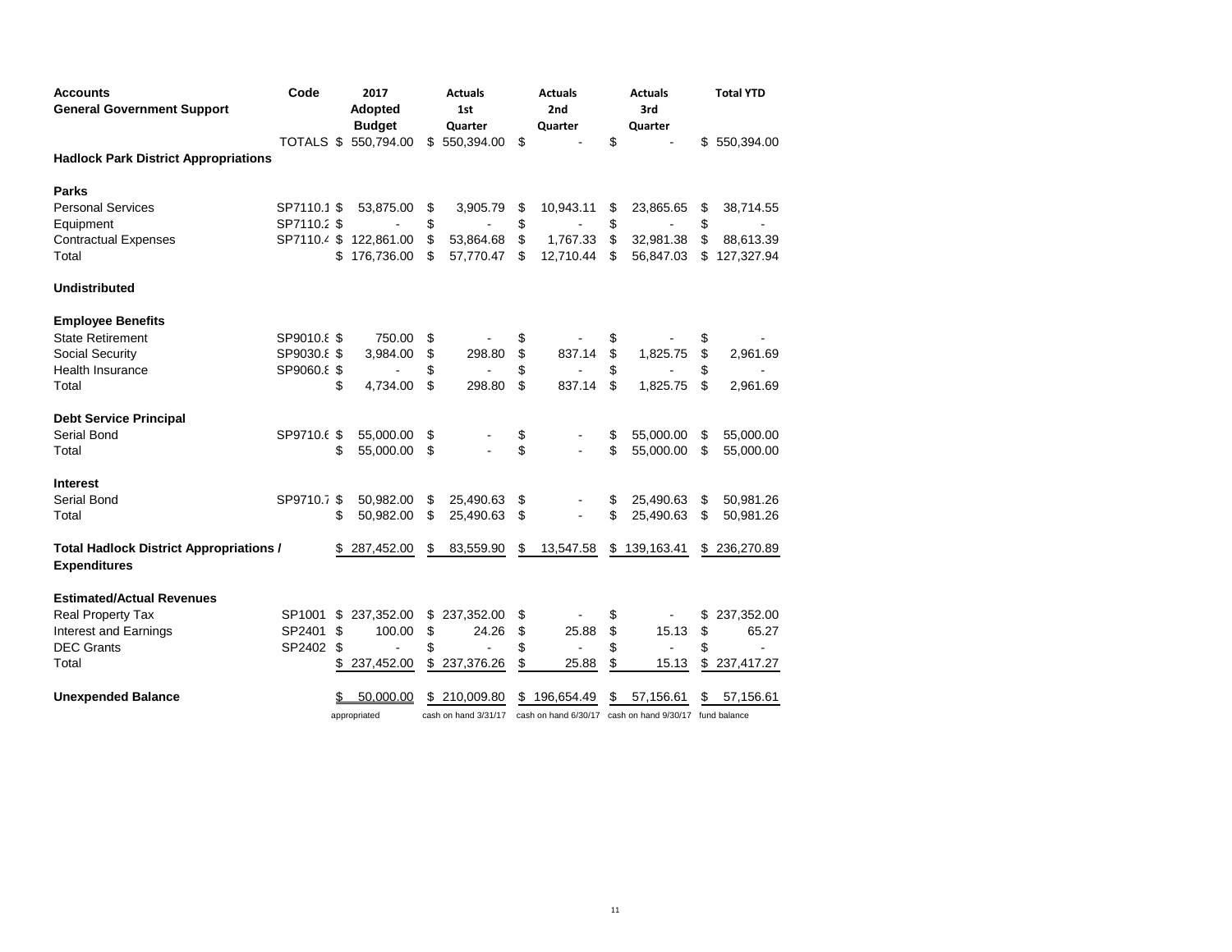| Accounts<br>General Government Support | Code | 2017<br>Adopted<br>Budget | Actuals<br>1st<br>Quarter | Actuals<br>2nd<br>Quarter | Actuals<br>3rd<br>Quarter | Total YTD |
|---|---|---|---|---|---|---|
| | TOTALS | $ 550,794.00 | $ 550,394.00 | $ - | $ - | $ 550,394.00 |
| **Hadlock Park District Appropriations** | | | | | | |
| | | | | | | |
| **Parks** | | | | | | |
| Personal Services | SP7110.1 | $ 53,875.00 | $ 3,905.79 | $ 10,943.11 | $ 23,865.65 | $ 38,714.55 |
| Equipment | SP7110.2 | $ - | $ - | $ - | $ - | $ - |
| Contractual Expenses | SP7110.4 | $ 122,861.00 | $ 53,864.68 | $ 1,767.33 | $ 32,981.38 | $ 88,613.39 |
| Total | | $ 176,736.00 | $ 57,770.47 | $ 12,710.44 | $ 56,847.03 | $ 127,327.94 |
| | | | | | | |
| **Undistributed** | | | | | | |
| | | | | | | |
| **Employee Benefits** | | | | | | |
| State Retirement | SP9010.8 | $ 750.00 | $ - | $ - | $ - | $ - |
| Social Security | SP9030.8 | $ 3,984.00 | $ 298.80 | $ 837.14 | $ 1,825.75 | $ 2,961.69 |
| Health Insurance | SP9060.8 | $ - | $ - | $ - | $ - | $ - |
| Total | | $ 4,734.00 | $ 298.80 | $ 837.14 | $ 1,825.75 | $ 2,961.69 |
| | | | | | | |
| **Debt Service Principal** | | | | | | |
| Serial Bond | SP9710.6 | $ 55,000.00 | $ - | $ - | $ 55,000.00 | $ 55,000.00 |
| Total | | $ 55,000.00 | $ - | $ - | $ 55,000.00 | $ 55,000.00 |
| | | | | | | |
| **Interest** | | | | | | |
| Serial Bond | SP9710.7 | $ 50,982.00 | $ 25,490.63 | $ - | $ 25,490.63 | $ 50,981.26 |
| Total | | $ 50,982.00 | $ 25,490.63 | $ - | $ 25,490.63 | $ 50,981.26 |
| | | | | | | |
| **Total Hadlock District Appropriations / Expenditures** | | $ 287,452.00 | $ 83,559.90 | $ 13,547.58 | $ 139,163.41 | $ 236,270.89 |
| | | | | | | |
| **Estimated/Actual Revenues** | | | | | | |
| Real Property Tax | SP1001 | $ 237,352.00 | $ 237,352.00 | $ - | $ - | $ 237,352.00 |
| Interest and Earnings | SP2401 | $ 100.00 | $ 24.26 | $ 25.88 | $ 15.13 | $ 65.27 |
| DEC Grants | SP2402 | $ - | $ - | $ - | $ - | $ - |
| Total | | $ 237,452.00 | $ 237,376.26 | $ 25.88 | $ 15.13 | $ 237,417.27 |
| | | | | | | |
| **Unexpended Balance** | | $ 50,000.00 | $ 210,009.80 | $ 196,654.49 | $ 57,156.61 | $ 57,156.61 |
| | | appropriated | cash on hand 3/31/17 | cash on hand 6/30/17 | cash on hand 9/30/17 | fund balance |